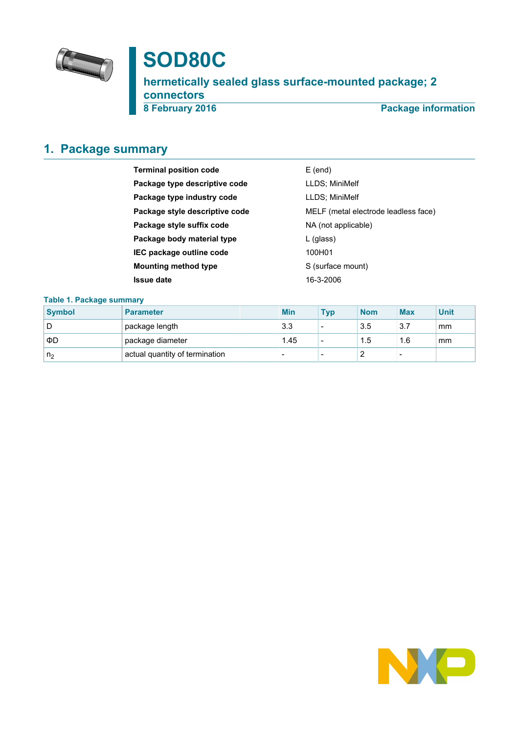# SOD80C

## hermetically sealed glass surface-mounted package; 2 connectors

8 February 2016 — Package information

## 1. Package summary

| | |
|---|---|
| **Terminal position code** | E (end) |
| **Package type descriptive code** | LLDS; MiniMelf |
| **Package type industry code** | LLDS; MiniMelf |
| **Package style descriptive code** | MELF (metal electrode leadless face) |
| **Package style suffix code** | NA (not applicable) |
| **Package body material type** | L (glass) |
| **IEC package outline code** | 100H01 |
| **Mounting method type** | S (surface mount) |
| **Issue date** | 16-3-2006 |

**Table 1. Package summary**

| Symbol | Parameter | Min | Typ | Nom | Max | Unit |
|---|---|---|---|---|---|---|
| D | package length | 3.3 | - | 3.5 | 3.7 | mm |
| ΦD | package diameter | 1.45 | - | 1.5 | 1.6 | mm |
| $n_2$ | actual quantity of termination | - | - | 2 | - | |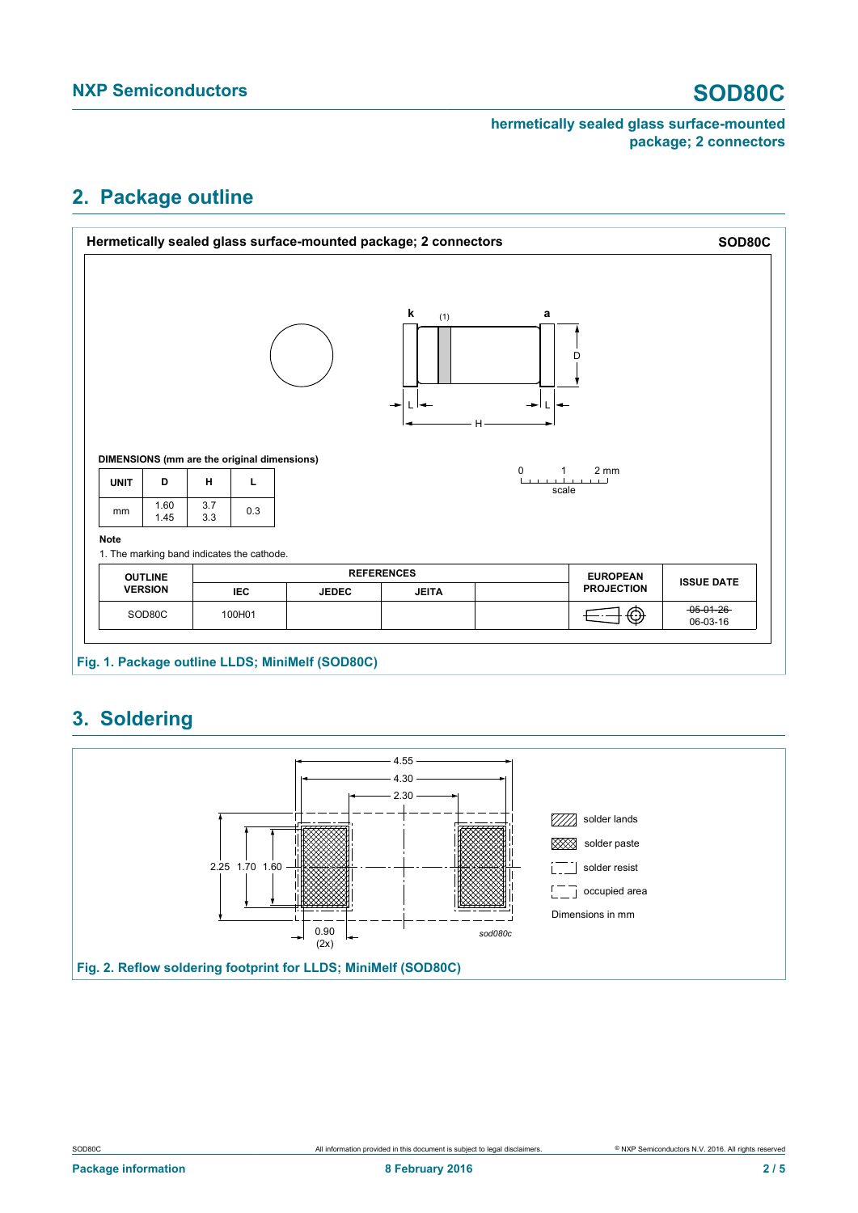## 2. Package outline

**Hermetically sealed glass surface-mounted package; 2 connectors** **SOD80C**

DIMENSIONS (mm are the original dimensions)

| UNIT | D | H | L |
|---|---|---|---|
| mm | 1.60<br>1.45 | 3.7<br>3.3 | 0.3 |

**Note**

1. The marking band indicates the cathode.

| OUTLINE VERSION | REFERENCES | | | | EUROPEAN PROJECTION | ISSUE DATE |
|---|---|---|---|---|---|---|
| | IEC | JEDEC | JEITA | | | |
| SOD80C | 100H01 | | | | | ~~05-01-26~~<br>06-03-16 |

Fig. 1. Package outline LLDS; MiniMelf (SOD80C)

## 3. Soldering

Fig. 2. Reflow soldering footprint for LLDS; MiniMelf (SOD80C)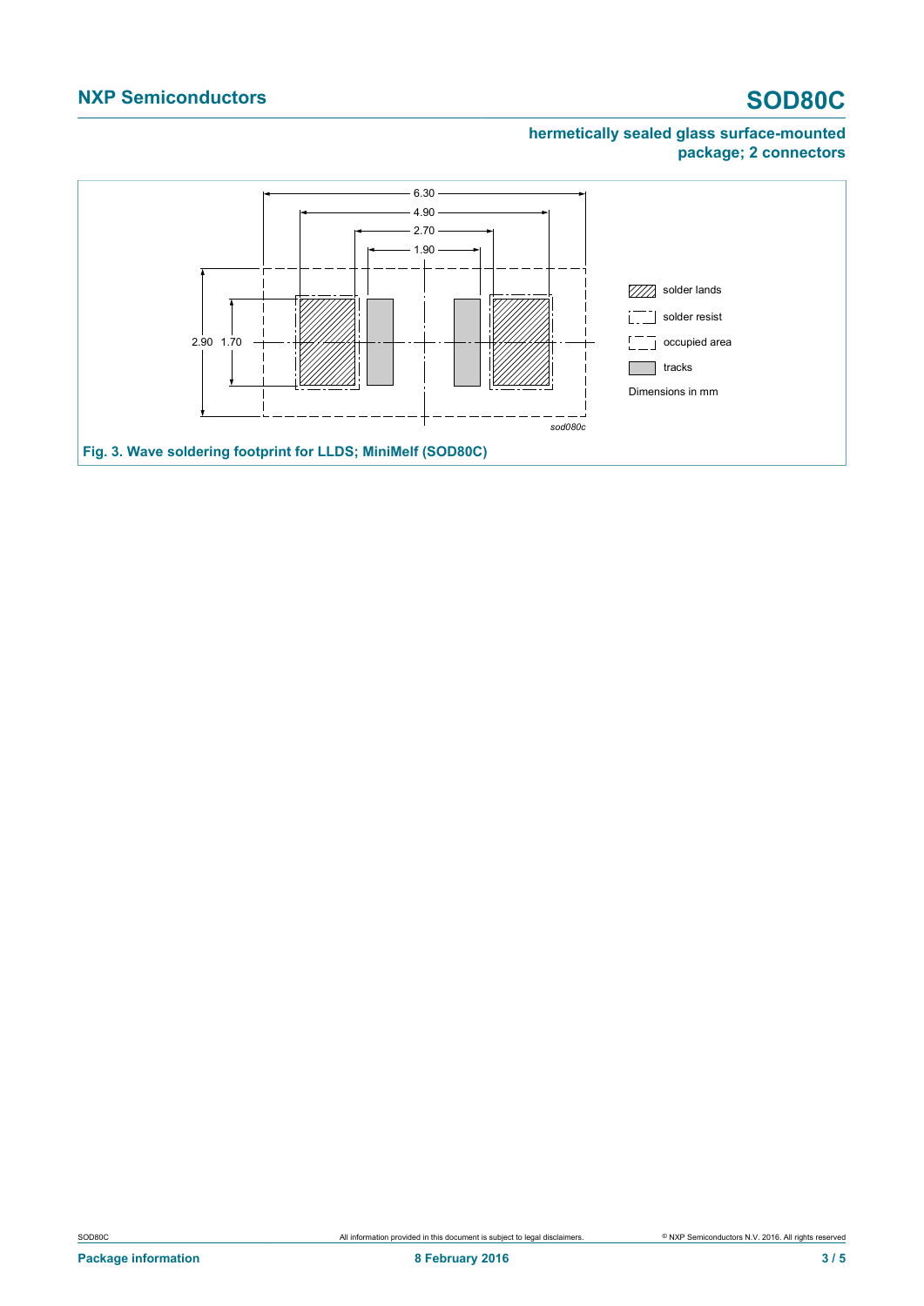6.30

4.90

2.70

1.90

2.90 1.70

solder lands

solder resist

occupied area

tracks

Dimensions in mm

*sod080c*

**Fig. 3. Wave soldering footprint for LLDS; MiniMelf (SOD80C)**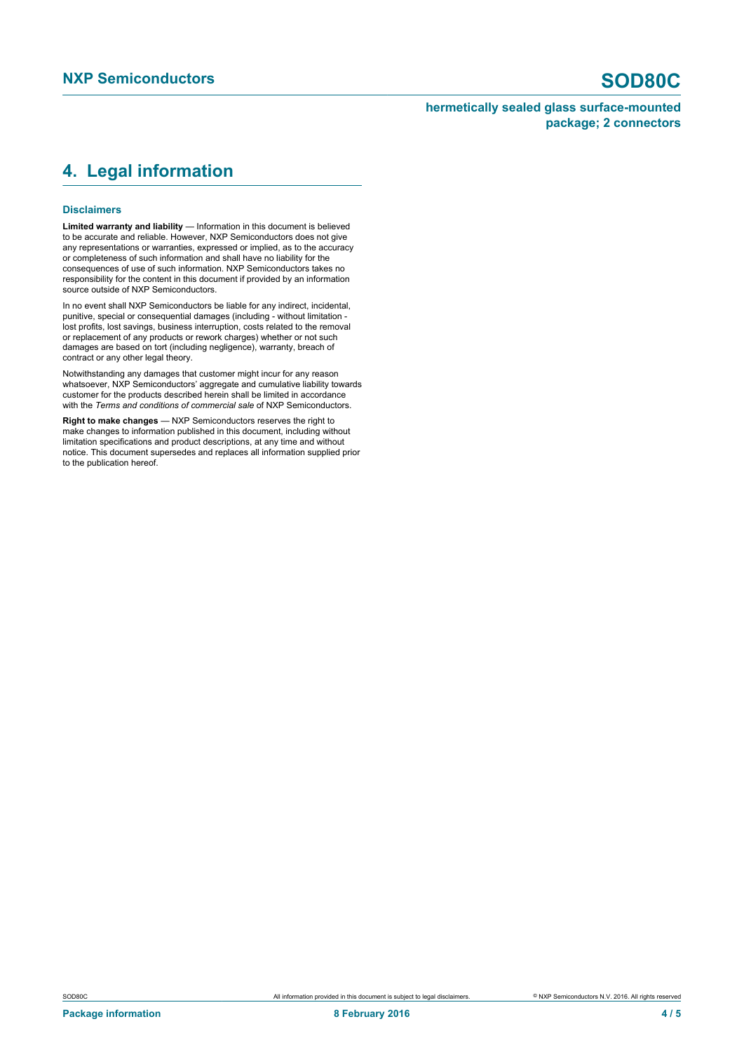## 4. Legal information

### Disclaimers

**Limited warranty and liability** — Information in this document is believed to be accurate and reliable. However, NXP Semiconductors does not give any representations or warranties, expressed or implied, as to the accuracy or completeness of such information and shall have no liability for the consequences of use of such information. NXP Semiconductors takes no responsibility for the content in this document if provided by an information source outside of NXP Semiconductors.

In no event shall NXP Semiconductors be liable for any indirect, incidental, punitive, special or consequential damages (including - without limitation - lost profits, lost savings, business interruption, costs related to the removal or replacement of any products or rework charges) whether or not such damages are based on tort (including negligence), warranty, breach of contract or any other legal theory.

Notwithstanding any damages that customer might incur for any reason whatsoever, NXP Semiconductors' aggregate and cumulative liability towards customer for the products described herein shall be limited in accordance with the *Terms and conditions of commercial sale* of NXP Semiconductors.

**Right to make changes** — NXP Semiconductors reserves the right to make changes to information published in this document, including without limitation specifications and product descriptions, at any time and without notice. This document supersedes and replaces all information supplied prior to the publication hereof.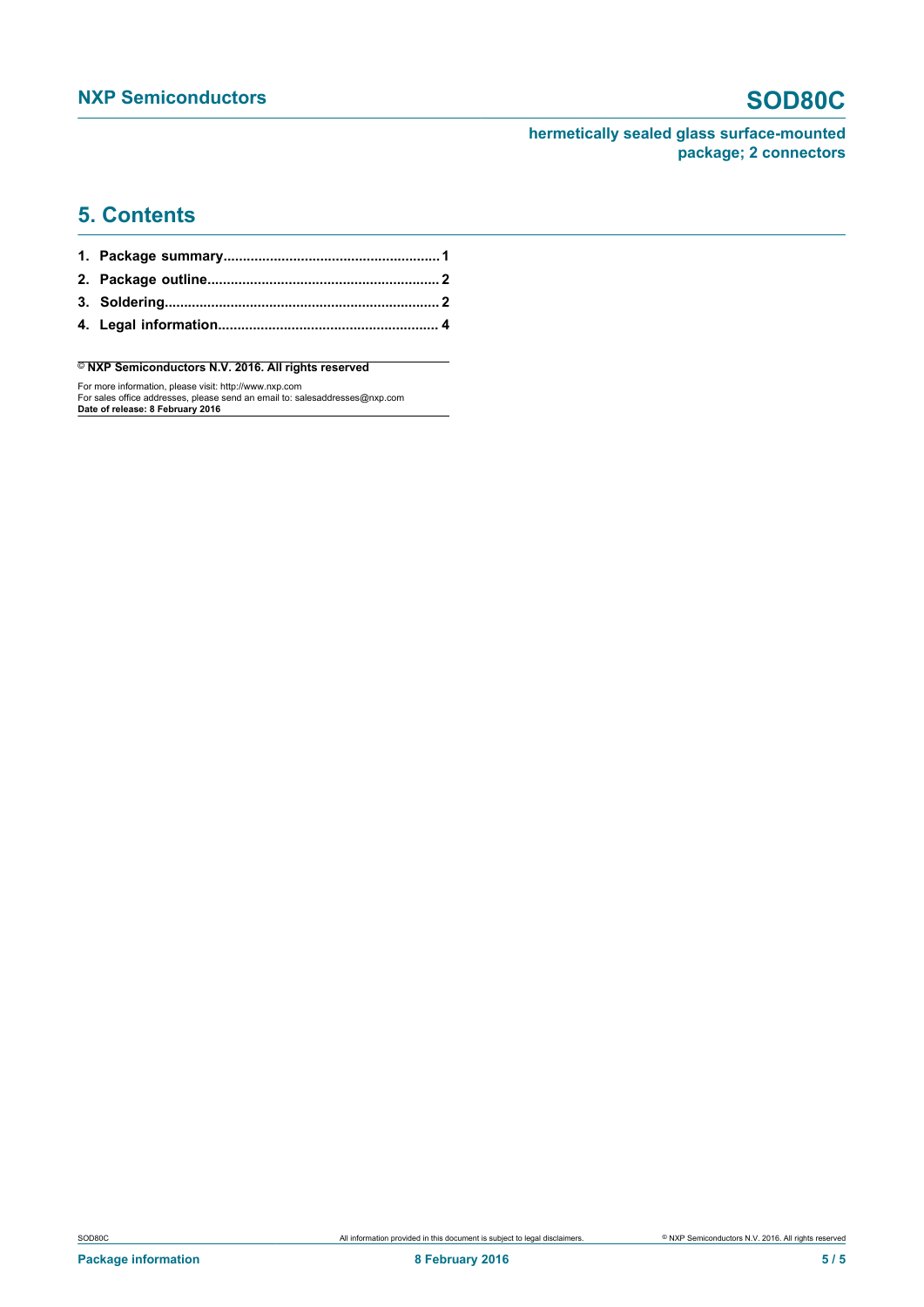## 5. Contents

**1. Package summary....................................................... 1**
**2. Package outline........................................................... 2**
**3. Soldering..................................................................... 2**
**4. Legal information........................................................ 4**

**© NXP Semiconductors N.V. 2016. All rights reserved**

For more information, please visit: http://www.nxp.com
For sales office addresses, please send an email to: salesaddresses@nxp.com
**Date of release: 8 February 2016**